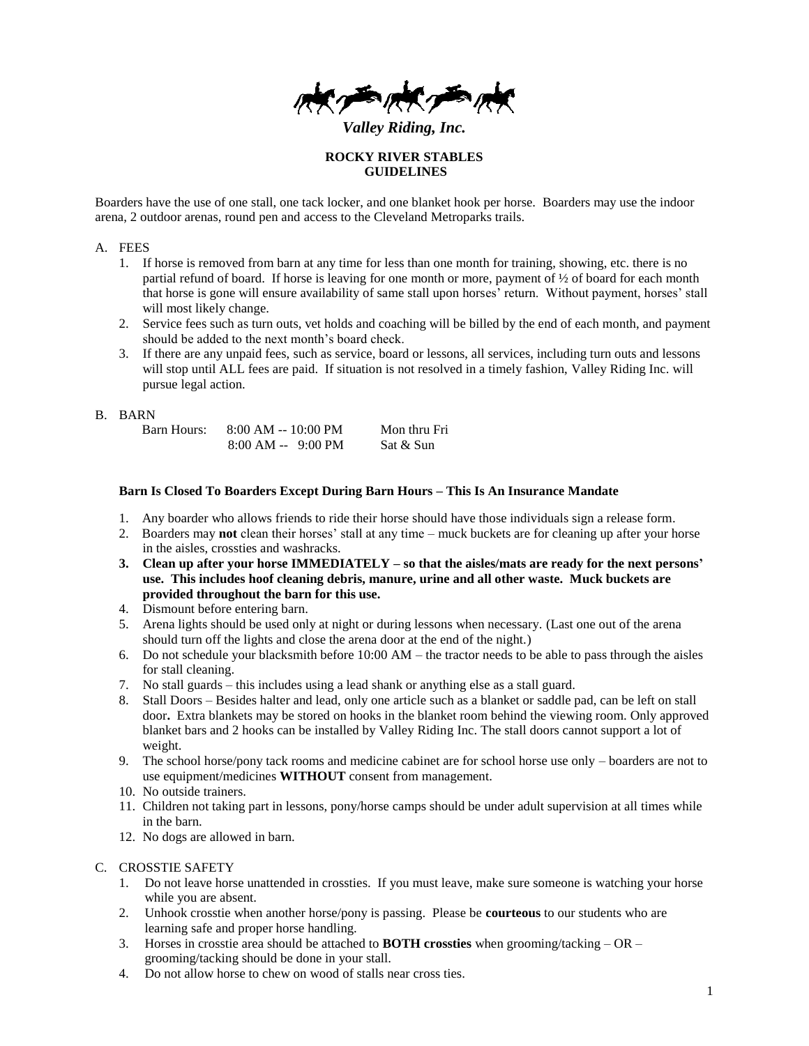*Valley Riding, Inc.*

**ROCKY RIVER STABLES**
**GUIDELINES**

Boarders have the use of one stall, one tack locker, and one blanket hook per horse. Boarders may use the indoor arena, 2 outdoor arenas, round pen and access to the Cleveland Metroparks trails.

A. FEES

1. If horse is removed from barn at any time for less than one month for training, showing, etc. there is no partial refund of board. If horse is leaving for one month or more, payment of ½ of board for each month that horse is gone will ensure availability of same stall upon horses' return. Without payment, horses' stall will most likely change.
2. Service fees such as turn outs, vet holds and coaching will be billed by the end of each month, and payment should be added to the next month's board check.
3. If there are any unpaid fees, such as service, board or lessons, all services, including turn outs and lessons will stop until ALL fees are paid. If situation is not resolved in a timely fashion, Valley Riding Inc. will pursue legal action.

B. BARN

| Barn Hours: | 8:00 AM -- 10:00 PM | Mon thru Fri |
|---|---|---|
| | 8:00 AM -- 9:00 PM | Sat & Sun |

**Barn Is Closed To Boarders Except During Barn Hours – This Is An Insurance Mandate**

1. Any boarder who allows friends to ride their horse should have those individuals sign a release form.
2. Boarders may **not** clean their horses' stall at any time – muck buckets are for cleaning up after your horse in the aisles, crossties and washracks.
3. **Clean up after your horse IMMEDIATELY – so that the aisles/mats are ready for the next persons' use. This includes hoof cleaning debris, manure, urine and all other waste. Muck buckets are provided throughout the barn for this use.**
4. Dismount before entering barn.
5. Arena lights should be used only at night or during lessons when necessary. (Last one out of the arena should turn off the lights and close the arena door at the end of the night.)
6. Do not schedule your blacksmith before 10:00 AM – the tractor needs to be able to pass through the aisles for stall cleaning.
7. No stall guards – this includes using a lead shank or anything else as a stall guard.
8. Stall Doors – Besides halter and lead, only one article such as a blanket or saddle pad, can be left on stall door**.** Extra blankets may be stored on hooks in the blanket room behind the viewing room. Only approved blanket bars and 2 hooks can be installed by Valley Riding Inc. The stall doors cannot support a lot of weight.
9. The school horse/pony tack rooms and medicine cabinet are for school horse use only – boarders are not to use equipment/medicines **WITHOUT** consent from management.
10. No outside trainers.
11. Children not taking part in lessons, pony/horse camps should be under adult supervision at all times while in the barn.
12. No dogs are allowed in barn.

C. CROSSTIE SAFETY

1. Do not leave horse unattended in crossties. If you must leave, make sure someone is watching your horse while you are absent.
2. Unhook crosstie when another horse/pony is passing. Please be **courteous** to our students who are learning safe and proper horse handling.
3. Horses in crosstie area should be attached to **BOTH crossties** when grooming/tacking – OR – grooming/tacking should be done in your stall.
4. Do not allow horse to chew on wood of stalls near cross ties.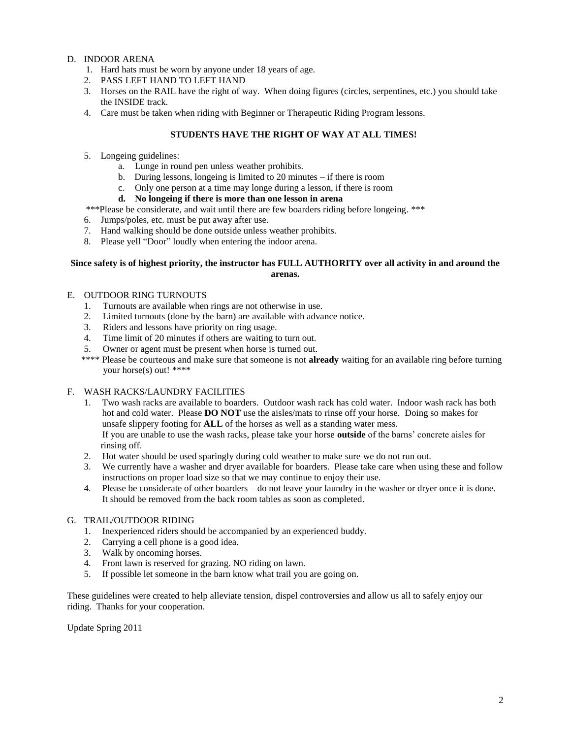D. INDOOR ARENA

1. Hard hats must be worn by anyone under 18 years of age.
2. PASS LEFT HAND TO LEFT HAND
3. Horses on the RAIL have the right of way. When doing figures (circles, serpentines, etc.) you should take the INSIDE track.
4. Care must be taken when riding with Beginner or Therapeutic Riding Program lessons.

**STUDENTS HAVE THE RIGHT OF WAY AT ALL TIMES!**

5. Longeing guidelines:
   a. Lunge in round pen unless weather prohibits.
   b. During lessons, longeing is limited to 20 minutes – if there is room
   c. Only one person at a time may longe during a lesson, if there is room
   **d. No longeing if there is more than one lesson in arena**

***Please be considerate, and wait until there are few boarders riding before longeing. ***

6. Jumps/poles, etc. must be put away after use.
7. Hand walking should be done outside unless weather prohibits.
8. Please yell "Door" loudly when entering the indoor arena.

**Since safety is of highest priority, the instructor has FULL AUTHORITY over all activity in and around the arenas.**

E. OUTDOOR RING TURNOUTS

1. Turnouts are available when rings are not otherwise in use.
2. Limited turnouts (done by the barn) are available with advance notice.
3. Riders and lessons have priority on ring usage.
4. Time limit of 20 minutes if others are waiting to turn out.
5. Owner or agent must be present when horse is turned out.

**** Please be courteous and make sure that someone is not **already** waiting for an available ring before turning your horse(s) out! ****

F. WASH RACKS/LAUNDRY FACILITIES

1. Two wash racks are available to boarders. Outdoor wash rack has cold water. Indoor wash rack has both hot and cold water. Please **DO NOT** use the aisles/mats to rinse off your horse. Doing so makes for unsafe slippery footing for **ALL** of the horses as well as a standing water mess.
   If you are unable to use the wash racks, please take your horse **outside** of the barns' concrete aisles for rinsing off.
2. Hot water should be used sparingly during cold weather to make sure we do not run out.
3. We currently have a washer and dryer available for boarders. Please take care when using these and follow instructions on proper load size so that we may continue to enjoy their use.
4. Please be considerate of other boarders – do not leave your laundry in the washer or dryer once it is done. It should be removed from the back room tables as soon as completed.

G. TRAIL/OUTDOOR RIDING

1. Inexperienced riders should be accompanied by an experienced buddy.
2. Carrying a cell phone is a good idea.
3. Walk by oncoming horses.
4. Front lawn is reserved for grazing. NO riding on lawn.
5. If possible let someone in the barn know what trail you are going on.

These guidelines were created to help alleviate tension, dispel controversies and allow us all to safely enjoy our riding. Thanks for your cooperation.

Update Spring 2011